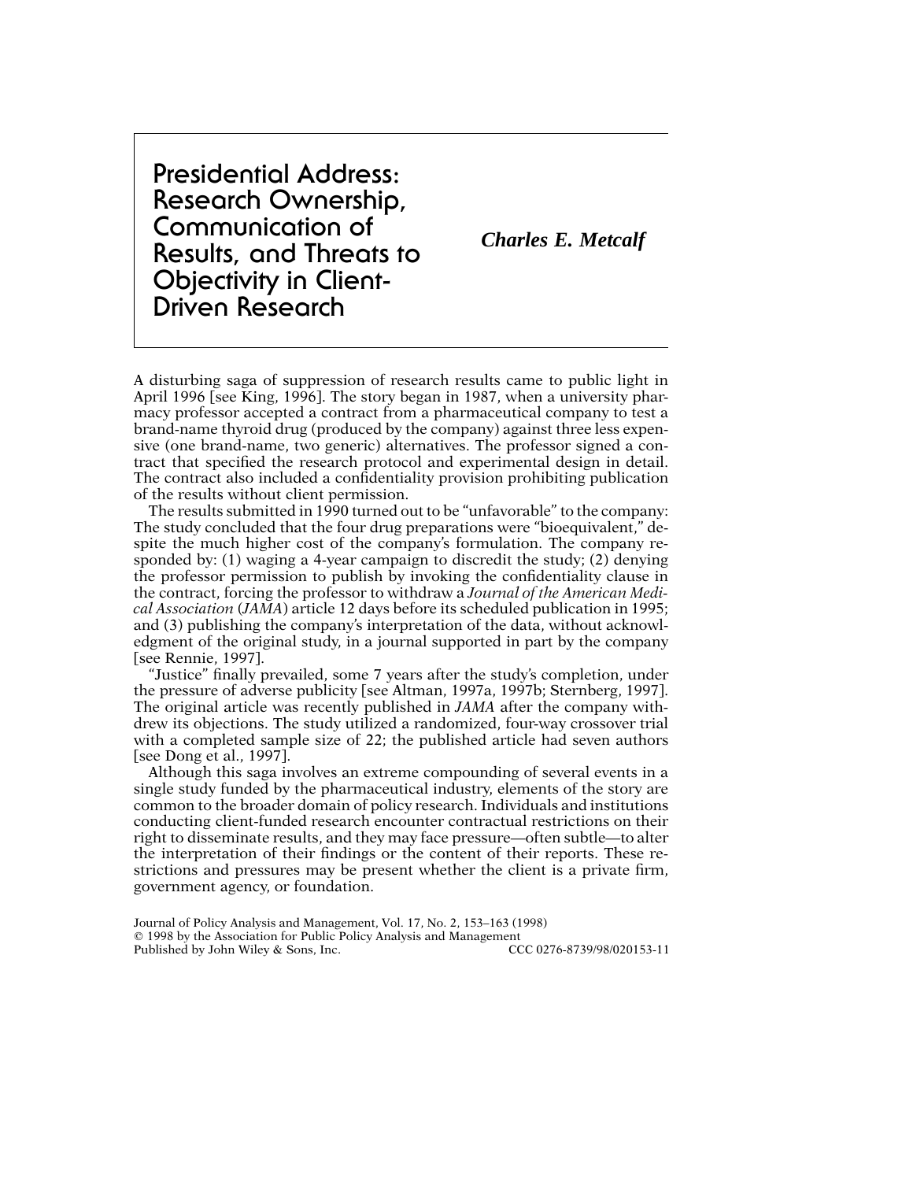# Presidential Address: Research Ownership, Communication of Results, and Threats to Objectivity in Client-Driven Research

***Charles E. Metcalf***

A disturbing saga of suppression of research results came to public light in April 1996 [see King, 1996]. The story began in 1987, when a university pharmacy professor accepted a contract from a pharmaceutical company to test a brand-name thyroid drug (produced by the company) against three less expensive (one brand-name, two generic) alternatives. The professor signed a contract that specified the research protocol and experimental design in detail. The contract also included a confidentiality provision prohibiting publication of the results without client permission.

The results submitted in 1990 turned out to be "unfavorable" to the company: The study concluded that the four drug preparations were "bioequivalent," despite the much higher cost of the company's formulation. The company responded by: (1) waging a 4-year campaign to discredit the study; (2) denying the professor permission to publish by invoking the confidentiality clause in the contract, forcing the professor to withdraw a *Journal of the American Medical Association* (*JAMA*) article 12 days before its scheduled publication in 1995; and (3) publishing the company's interpretation of the data, without acknowledgment of the original study, in a journal supported in part by the company [see Rennie, 1997].

"Justice" finally prevailed, some 7 years after the study's completion, under the pressure of adverse publicity [see Altman, 1997a, 1997b; Sternberg, 1997]. The original article was recently published in *JAMA* after the company withdrew its objections. The study utilized a randomized, four-way crossover trial with a completed sample size of 22; the published article had seven authors [see Dong et al., 1997].

Although this saga involves an extreme compounding of several events in a single study funded by the pharmaceutical industry, elements of the story are common to the broader domain of policy research. Individuals and institutions conducting client-funded research encounter contractual restrictions on their right to disseminate results, and they may face pressure—often subtle—to alter the interpretation of their findings or the content of their reports. These restrictions and pressures may be present whether the client is a private firm, government agency, or foundation.

Journal of Policy Analysis and Management, Vol. 17, No. 2, 153–163 (1998)
© 1998 by the Association for Public Policy Analysis and Management
Published by John Wiley & Sons, Inc. CCC 0276-8739/98/020153-11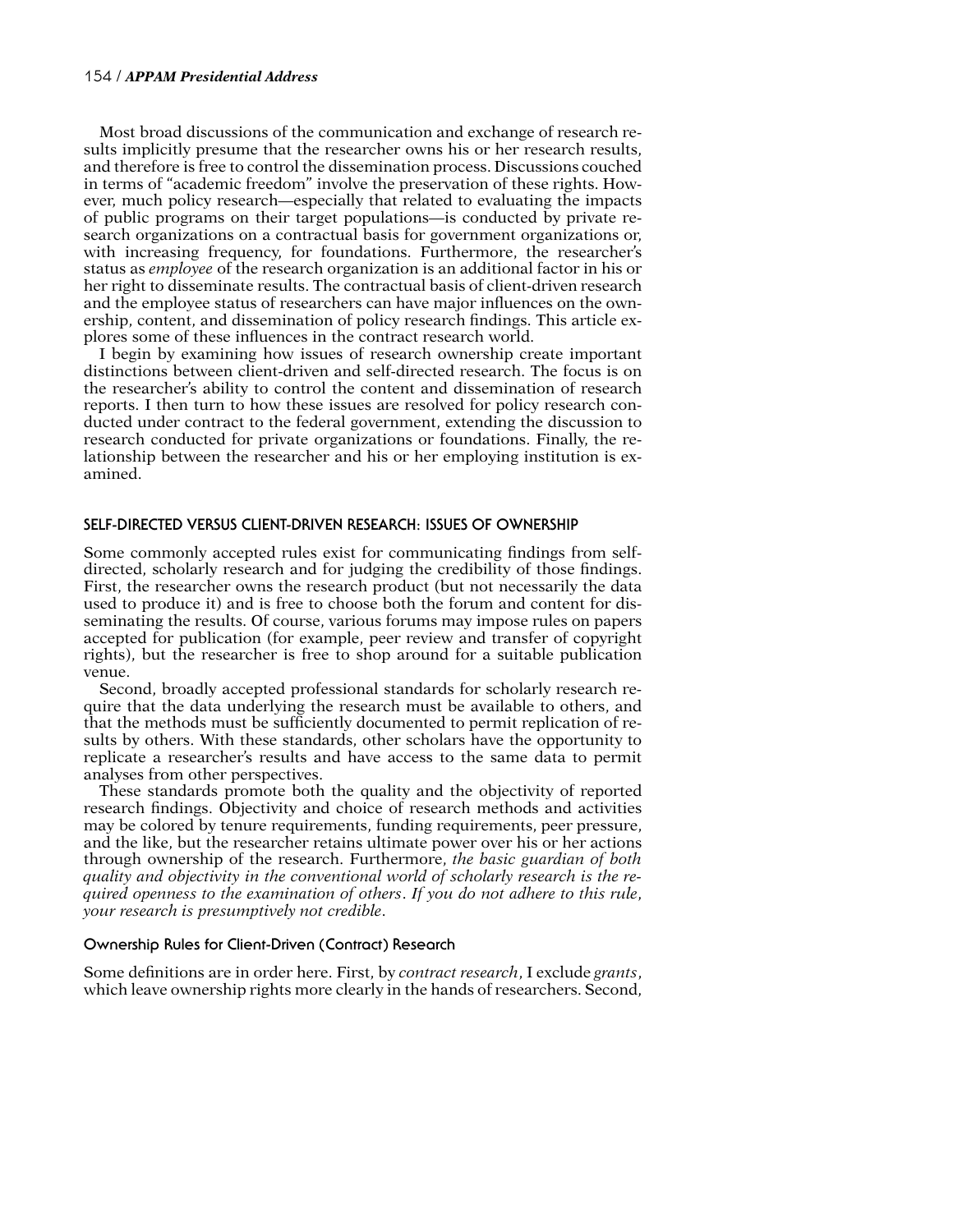Most broad discussions of the communication and exchange of research results implicitly presume that the researcher owns his or her research results, and therefore is free to control the dissemination process. Discussions couched in terms of "academic freedom" involve the preservation of these rights. However, much policy research—especially that related to evaluating the impacts of public programs on their target populations—is conducted by private research organizations on a contractual basis for government organizations or, with increasing frequency, for foundations. Furthermore, the researcher's status as *employee* of the research organization is an additional factor in his or her right to disseminate results. The contractual basis of client-driven research and the employee status of researchers can have major influences on the ownership, content, and dissemination of policy research findings. This article explores some of these influences in the contract research world.

I begin by examining how issues of research ownership create important distinctions between client-driven and self-directed research. The focus is on the researcher's ability to control the content and dissemination of research reports. I then turn to how these issues are resolved for policy research conducted under contract to the federal government, extending the discussion to research conducted for private organizations or foundations. Finally, the relationship between the researcher and his or her employing institution is examined.

## SELF-DIRECTED VERSUS CLIENT-DRIVEN RESEARCH: ISSUES OF OWNERSHIP

Some commonly accepted rules exist for communicating findings from self-directed, scholarly research and for judging the credibility of those findings. First, the researcher owns the research product (but not necessarily the data used to produce it) and is free to choose both the forum and content for disseminating the results. Of course, various forums may impose rules on papers accepted for publication (for example, peer review and transfer of copyright rights), but the researcher is free to shop around for a suitable publication venue.

Second, broadly accepted professional standards for scholarly research require that the data underlying the research must be available to others, and that the methods must be sufficiently documented to permit replication of results by others. With these standards, other scholars have the opportunity to replicate a researcher's results and have access to the same data to permit analyses from other perspectives.

These standards promote both the quality and the objectivity of reported research findings. Objectivity and choice of research methods and activities may be colored by tenure requirements, funding requirements, peer pressure, and the like, but the researcher retains ultimate power over his or her actions through ownership of the research. Furthermore, *the basic guardian of both quality and objectivity in the conventional world of scholarly research is the required openness to the examination of others. If you do not adhere to this rule, your research is presumptively not credible.*

### Ownership Rules for Client-Driven (Contract) Research

Some definitions are in order here. First, by *contract research*, I exclude *grants*, which leave ownership rights more clearly in the hands of researchers. Second,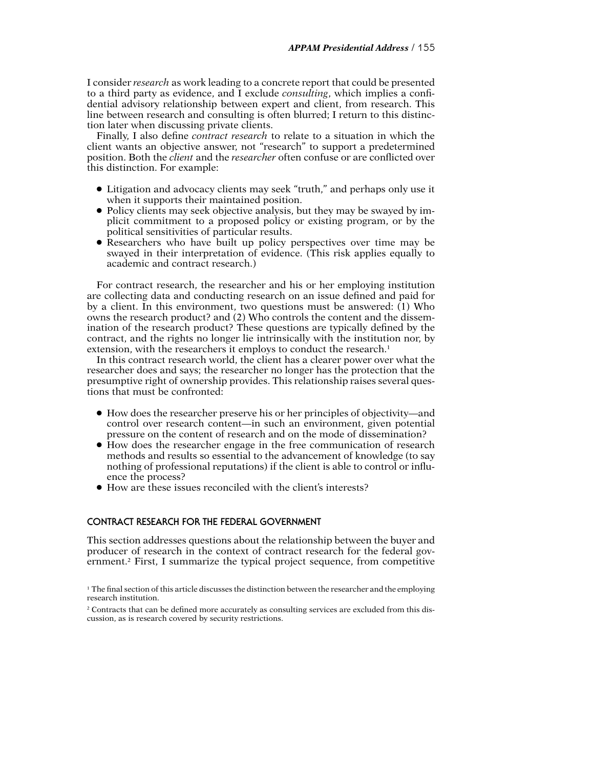I consider *research* as work leading to a concrete report that could be presented to a third party as evidence, and I exclude *consulting*, which implies a confidential advisory relationship between expert and client, from research. This line between research and consulting is often blurred; I return to this distinction later when discussing private clients.

Finally, I also define *contract research* to relate to a situation in which the client wants an objective answer, not "research" to support a predetermined position. Both the *client* and the *researcher* often confuse or are conflicted over this distinction. For example:

- Litigation and advocacy clients may seek "truth," and perhaps only use it when it supports their maintained position.
- Policy clients may seek objective analysis, but they may be swayed by implicit commitment to a proposed policy or existing program, or by the political sensitivities of particular results.
- Researchers who have built up policy perspectives over time may be swayed in their interpretation of evidence. (This risk applies equally to academic and contract research.)

For contract research, the researcher and his or her employing institution are collecting data and conducting research on an issue defined and paid for by a client. In this environment, two questions must be answered: (1) Who owns the research product? and (2) Who controls the content and the dissemination of the research product? These questions are typically defined by the contract, and the rights no longer lie intrinsically with the institution nor, by extension, with the researchers it employs to conduct the research.[1]

In this contract research world, the client has a clearer power over what the researcher does and says; the researcher no longer has the protection that the presumptive right of ownership provides. This relationship raises several questions that must be confronted:

- How does the researcher preserve his or her principles of objectivity—and control over research content—in such an environment, given potential pressure on the content of research and on the mode of dissemination?
- How does the researcher engage in the free communication of research methods and results so essential to the advancement of knowledge (to say nothing of professional reputations) if the client is able to control or influence the process?
- How are these issues reconciled with the client's interests?

## CONTRACT RESEARCH FOR THE FEDERAL GOVERNMENT

This section addresses questions about the relationship between the buyer and producer of research in the context of contract research for the federal government.[2] First, I summarize the typical project sequence, from competitive

[1] The final section of this article discusses the distinction between the researcher and the employing research institution.

[2] Contracts that can be defined more accurately as consulting services are excluded from this discussion, as is research covered by security restrictions.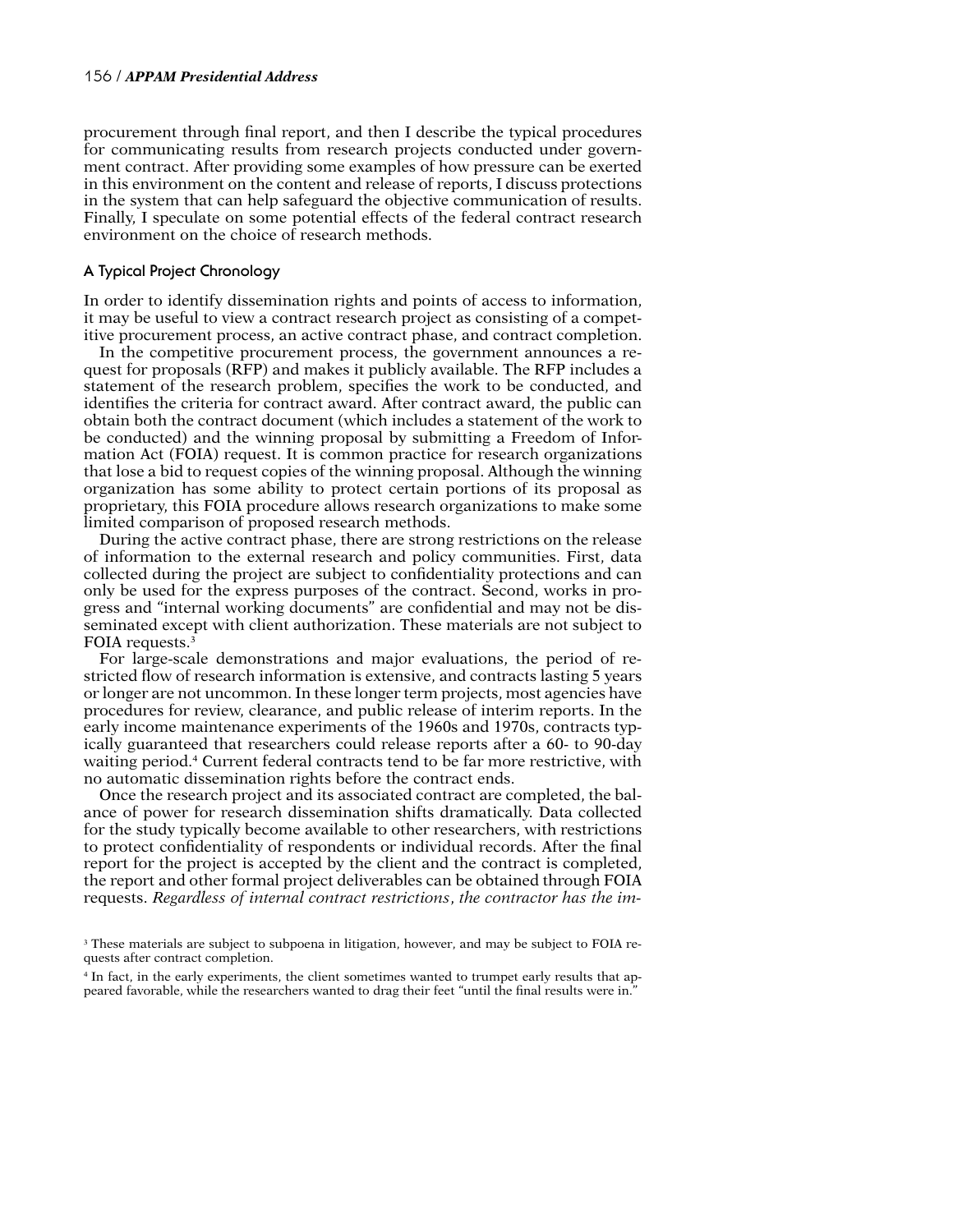procurement through final report, and then I describe the typical procedures for communicating results from research projects conducted under government contract. After providing some examples of how pressure can be exerted in this environment on the content and release of reports, I discuss protections in the system that can help safeguard the objective communication of results. Finally, I speculate on some potential effects of the federal contract research environment on the choice of research methods.

### A Typical Project Chronology

In order to identify dissemination rights and points of access to information, it may be useful to view a contract research project as consisting of a competitive procurement process, an active contract phase, and contract completion.

In the competitive procurement process, the government announces a request for proposals (RFP) and makes it publicly available. The RFP includes a statement of the research problem, specifies the work to be conducted, and identifies the criteria for contract award. After contract award, the public can obtain both the contract document (which includes a statement of the work to be conducted) and the winning proposal by submitting a Freedom of Information Act (FOIA) request. It is common practice for research organizations that lose a bid to request copies of the winning proposal. Although the winning organization has some ability to protect certain portions of its proposal as proprietary, this FOIA procedure allows research organizations to make some limited comparison of proposed research methods.

During the active contract phase, there are strong restrictions on the release of information to the external research and policy communities. First, data collected during the project are subject to confidentiality protections and can only be used for the express purposes of the contract. Second, works in progress and "internal working documents" are confidential and may not be disseminated except with client authorization. These materials are not subject to FOIA requests.[3]

For large-scale demonstrations and major evaluations, the period of restricted flow of research information is extensive, and contracts lasting 5 years or longer are not uncommon. In these longer term projects, most agencies have procedures for review, clearance, and public release of interim reports. In the early income maintenance experiments of the 1960s and 1970s, contracts typically guaranteed that researchers could release reports after a 60- to 90-day waiting period.[4] Current federal contracts tend to be far more restrictive, with no automatic dissemination rights before the contract ends.

Once the research project and its associated contract are completed, the balance of power for research dissemination shifts dramatically. Data collected for the study typically become available to other researchers, with restrictions to protect confidentiality of respondents or individual records. After the final report for the project is accepted by the client and the contract is completed, the report and other formal project deliverables can be obtained through FOIA requests. *Regardless of internal contract restrictions*, *the contractor has the im-*

[3] These materials are subject to subpoena in litigation, however, and may be subject to FOIA requests after contract completion.

[4] In fact, in the early experiments, the client sometimes wanted to trumpet early results that appeared favorable, while the researchers wanted to drag their feet "until the final results were in."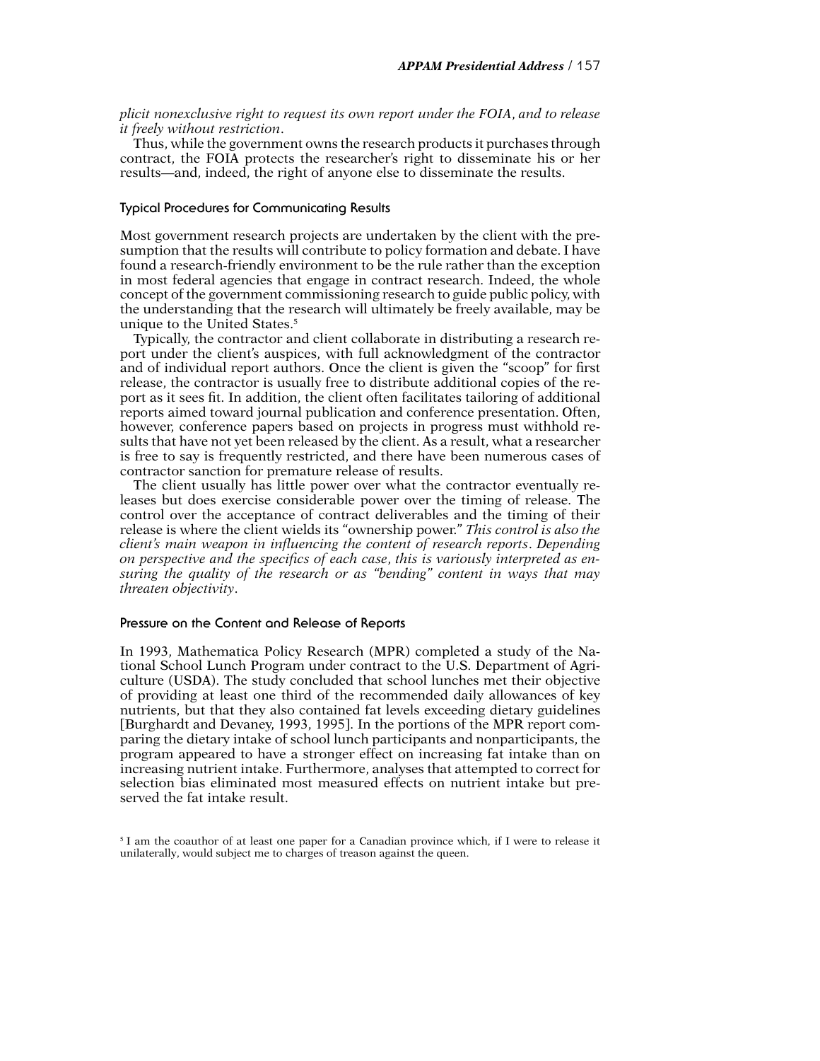*plicit nonexclusive right to request its own report under the FOIA, and to release it freely without restriction.*

Thus, while the government owns the research products it purchases through contract, the FOIA protects the researcher's right to disseminate his or her results—and, indeed, the right of anyone else to disseminate the results.

### Typical Procedures for Communicating Results

Most government research projects are undertaken by the client with the presumption that the results will contribute to policy formation and debate. I have found a research-friendly environment to be the rule rather than the exception in most federal agencies that engage in contract research. Indeed, the whole concept of the government commissioning research to guide public policy, with the understanding that the research will ultimately be freely available, may be unique to the United States.[5]

Typically, the contractor and client collaborate in distributing a research report under the client's auspices, with full acknowledgment of the contractor and of individual report authors. Once the client is given the "scoop" for first release, the contractor is usually free to distribute additional copies of the report as it sees fit. In addition, the client often facilitates tailoring of additional reports aimed toward journal publication and conference presentation. Often, however, conference papers based on projects in progress must withhold results that have not yet been released by the client. As a result, what a researcher is free to say is frequently restricted, and there have been numerous cases of contractor sanction for premature release of results.

The client usually has little power over what the contractor eventually releases but does exercise considerable power over the timing of release. The control over the acceptance of contract deliverables and the timing of their release is where the client wields its "ownership power." *This control is also the client's main weapon in influencing the content of research reports. Depending on perspective and the specifics of each case, this is variously interpreted as ensuring the quality of the research or as "bending" content in ways that may threaten objectivity.*

### Pressure on the Content and Release of Reports

In 1993, Mathematica Policy Research (MPR) completed a study of the National School Lunch Program under contract to the U.S. Department of Agriculture (USDA). The study concluded that school lunches met their objective of providing at least one third of the recommended daily allowances of key nutrients, but that they also contained fat levels exceeding dietary guidelines [Burghardt and Devaney, 1993, 1995]. In the portions of the MPR report comparing the dietary intake of school lunch participants and nonparticipants, the program appeared to have a stronger effect on increasing fat intake than on increasing nutrient intake. Furthermore, analyses that attempted to correct for selection bias eliminated most measured effects on nutrient intake but preserved the fat intake result.

[5] I am the coauthor of at least one paper for a Canadian province which, if I were to release it unilaterally, would subject me to charges of treason against the queen.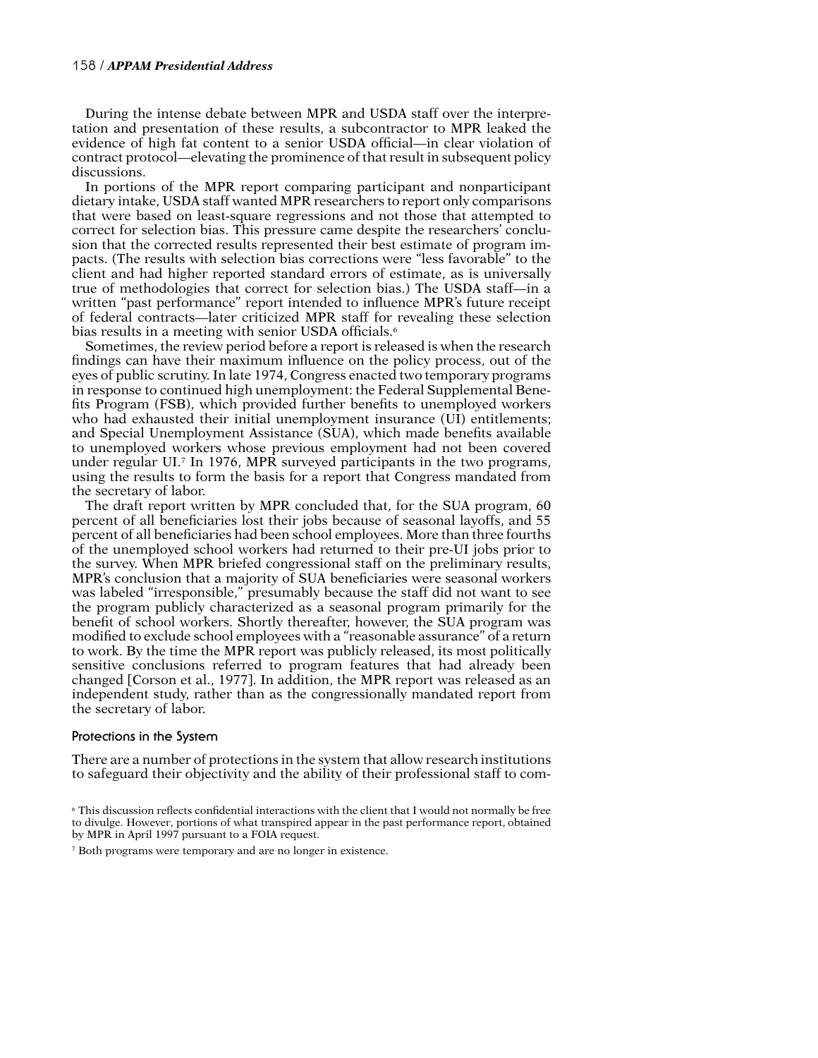During the intense debate between MPR and USDA staff over the interpretation and presentation of these results, a subcontractor to MPR leaked the evidence of high fat content to a senior USDA official—in clear violation of contract protocol—elevating the prominence of that result in subsequent policy discussions.

In portions of the MPR report comparing participant and nonparticipant dietary intake, USDA staff wanted MPR researchers to report only comparisons that were based on least-square regressions and not those that attempted to correct for selection bias. This pressure came despite the researchers' conclusion that the corrected results represented their best estimate of program impacts. (The results with selection bias corrections were "less favorable" to the client and had higher reported standard errors of estimate, as is universally true of methodologies that correct for selection bias.) The USDA staff—in a written "past performance" report intended to influence MPR's future receipt of federal contracts—later criticized MPR staff for revealing these selection bias results in a meeting with senior USDA officials.[6]

Sometimes, the review period before a report is released is when the research findings can have their maximum influence on the policy process, out of the eyes of public scrutiny. In late 1974, Congress enacted two temporary programs in response to continued high unemployment: the Federal Supplemental Benefits Program (FSB), which provided further benefits to unemployed workers who had exhausted their initial unemployment insurance (UI) entitlements; and Special Unemployment Assistance (SUA), which made benefits available to unemployed workers whose previous employment had not been covered under regular UI.[7] In 1976, MPR surveyed participants in the two programs, using the results to form the basis for a report that Congress mandated from the secretary of labor.

The draft report written by MPR concluded that, for the SUA program, 60 percent of all beneficiaries lost their jobs because of seasonal layoffs, and 55 percent of all beneficiaries had been school employees. More than three fourths of the unemployed school workers had returned to their pre-UI jobs prior to the survey. When MPR briefed congressional staff on the preliminary results, MPR's conclusion that a majority of SUA beneficiaries were seasonal workers was labeled "irresponsible," presumably because the staff did not want to see the program publicly characterized as a seasonal program primarily for the benefit of school workers. Shortly thereafter, however, the SUA program was modified to exclude school employees with a "reasonable assurance" of a return to work. By the time the MPR report was publicly released, its most politically sensitive conclusions referred to program features that had already been changed [Corson et al., 1977]. In addition, the MPR report was released as an independent study, rather than as the congressionally mandated report from the secretary of labor.

### Protections in the System

There are a number of protections in the system that allow research institutions to safeguard their objectivity and the ability of their professional staff to com-

[6] This discussion reflects confidential interactions with the client that I would not normally be free to divulge. However, portions of what transpired appear in the past performance report, obtained by MPR in April 1997 pursuant to a FOIA request.

[7] Both programs were temporary and are no longer in existence.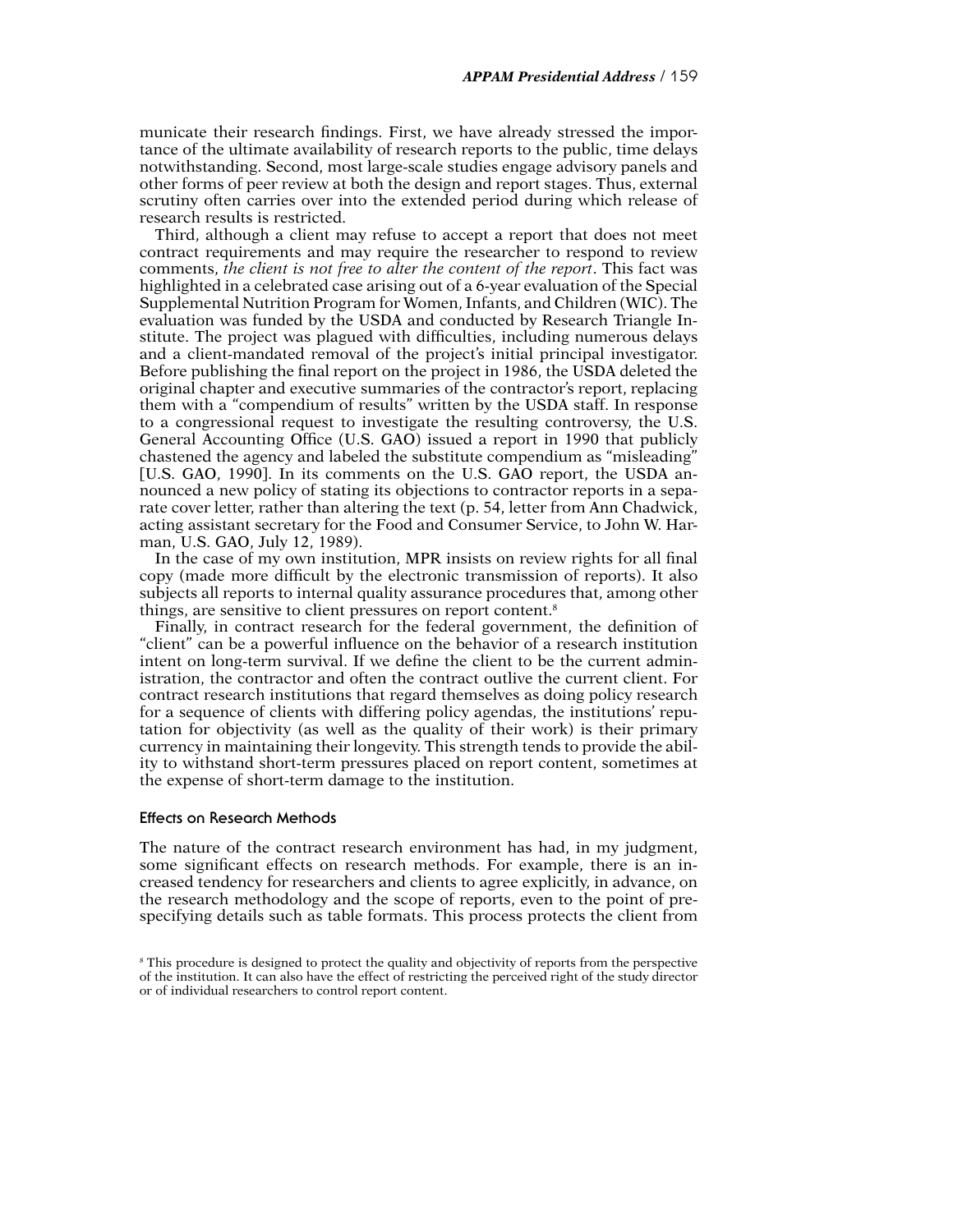municate their research findings. First, we have already stressed the importance of the ultimate availability of research reports to the public, time delays notwithstanding. Second, most large-scale studies engage advisory panels and other forms of peer review at both the design and report stages. Thus, external scrutiny often carries over into the extended period during which release of research results is restricted.

Third, although a client may refuse to accept a report that does not meet contract requirements and may require the researcher to respond to review comments, *the client is not free to alter the content of the report*. This fact was highlighted in a celebrated case arising out of a 6-year evaluation of the Special Supplemental Nutrition Program for Women, Infants, and Children (WIC). The evaluation was funded by the USDA and conducted by Research Triangle Institute. The project was plagued with difficulties, including numerous delays and a client-mandated removal of the project's initial principal investigator. Before publishing the final report on the project in 1986, the USDA deleted the original chapter and executive summaries of the contractor's report, replacing them with a "compendium of results" written by the USDA staff. In response to a congressional request to investigate the resulting controversy, the U.S. General Accounting Office (U.S. GAO) issued a report in 1990 that publicly chastened the agency and labeled the substitute compendium as "misleading" [U.S. GAO, 1990]. In its comments on the U.S. GAO report, the USDA announced a new policy of stating its objections to contractor reports in a separate cover letter, rather than altering the text (p. 54, letter from Ann Chadwick, acting assistant secretary for the Food and Consumer Service, to John W. Harman, U.S. GAO, July 12, 1989).

In the case of my own institution, MPR insists on review rights for all final copy (made more difficult by the electronic transmission of reports). It also subjects all reports to internal quality assurance procedures that, among other things, are sensitive to client pressures on report content.[8]

Finally, in contract research for the federal government, the definition of "client" can be a powerful influence on the behavior of a research institution intent on long-term survival. If we define the client to be the current administration, the contractor and often the contract outlive the current client. For contract research institutions that regard themselves as doing policy research for a sequence of clients with differing policy agendas, the institutions' reputation for objectivity (as well as the quality of their work) is their primary currency in maintaining their longevity. This strength tends to provide the ability to withstand short-term pressures placed on report content, sometimes at the expense of short-term damage to the institution.

### Effects on Research Methods

The nature of the contract research environment has had, in my judgment, some significant effects on research methods. For example, there is an increased tendency for researchers and clients to agree explicitly, in advance, on the research methodology and the scope of reports, even to the point of prespecifying details such as table formats. This process protects the client from

[8] This procedure is designed to protect the quality and objectivity of reports from the perspective of the institution. It can also have the effect of restricting the perceived right of the study director or of individual researchers to control report content.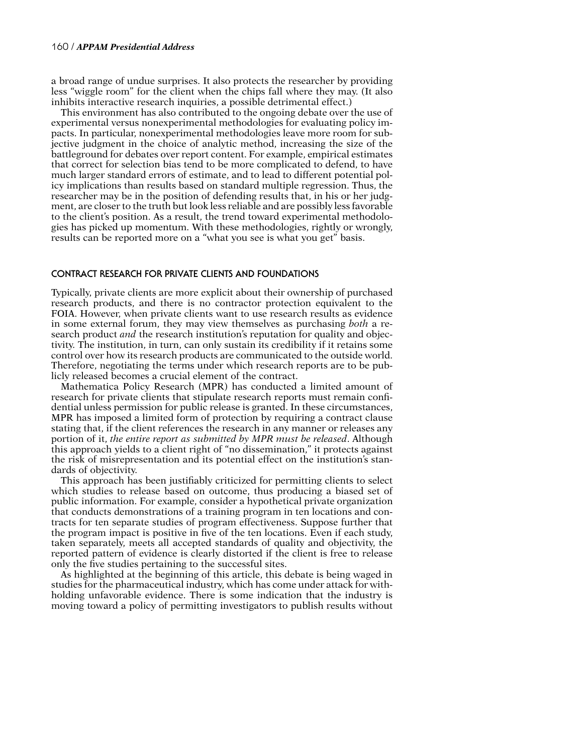a broad range of undue surprises. It also protects the researcher by providing less "wiggle room" for the client when the chips fall where they may. (It also inhibits interactive research inquiries, a possible detrimental effect.)

This environment has also contributed to the ongoing debate over the use of experimental versus nonexperimental methodologies for evaluating policy impacts. In particular, nonexperimental methodologies leave more room for subjective judgment in the choice of analytic method, increasing the size of the battleground for debates over report content. For example, empirical estimates that correct for selection bias tend to be more complicated to defend, to have much larger standard errors of estimate, and to lead to different potential policy implications than results based on standard multiple regression. Thus, the researcher may be in the position of defending results that, in his or her judgment, are closer to the truth but look less reliable and are possibly less favorable to the client's position. As a result, the trend toward experimental methodologies has picked up momentum. With these methodologies, rightly or wrongly, results can be reported more on a "what you see is what you get" basis.

## CONTRACT RESEARCH FOR PRIVATE CLIENTS AND FOUNDATIONS

Typically, private clients are more explicit about their ownership of purchased research products, and there is no contractor protection equivalent to the FOIA. However, when private clients want to use research results as evidence in some external forum, they may view themselves as purchasing *both* a research product *and* the research institution's reputation for quality and objectivity. The institution, in turn, can only sustain its credibility if it retains some control over how its research products are communicated to the outside world. Therefore, negotiating the terms under which research reports are to be publicly released becomes a crucial element of the contract.

Mathematica Policy Research (MPR) has conducted a limited amount of research for private clients that stipulate research reports must remain confidential unless permission for public release is granted. In these circumstances, MPR has imposed a limited form of protection by requiring a contract clause stating that, if the client references the research in any manner or releases any portion of it, *the entire report as submitted by MPR must be released*. Although this approach yields to a client right of "no dissemination," it protects against the risk of misrepresentation and its potential effect on the institution's standards of objectivity.

This approach has been justifiably criticized for permitting clients to select which studies to release based on outcome, thus producing a biased set of public information. For example, consider a hypothetical private organization that conducts demonstrations of a training program in ten locations and contracts for ten separate studies of program effectiveness. Suppose further that the program impact is positive in five of the ten locations. Even if each study, taken separately, meets all accepted standards of quality and objectivity, the reported pattern of evidence is clearly distorted if the client is free to release only the five studies pertaining to the successful sites.

As highlighted at the beginning of this article, this debate is being waged in studies for the pharmaceutical industry, which has come under attack for withholding unfavorable evidence. There is some indication that the industry is moving toward a policy of permitting investigators to publish results without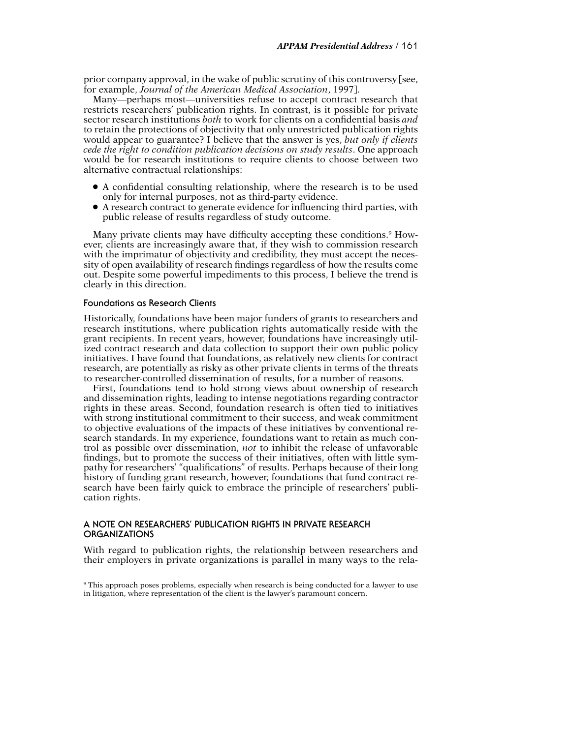prior company approval, in the wake of public scrutiny of this controversy [see, for example, *Journal of the American Medical Association*, 1997].

Many—perhaps most—universities refuse to accept contract research that restricts researchers' publication rights. In contrast, is it possible for private sector research institutions *both* to work for clients on a confidential basis *and* to retain the protections of objectivity that only unrestricted publication rights would appear to guarantee? I believe that the answer is yes, *but only if clients cede the right to condition publication decisions on study results*. One approach would be for research institutions to require clients to choose between two alternative contractual relationships:

- A confidential consulting relationship, where the research is to be used only for internal purposes, not as third-party evidence.
- A research contract to generate evidence for influencing third parties, with public release of results regardless of study outcome.

Many private clients may have difficulty accepting these conditions.[9] However, clients are increasingly aware that, if they wish to commission research with the imprimatur of objectivity and credibility, they must accept the necessity of open availability of research findings regardless of how the results come out. Despite some powerful impediments to this process, I believe the trend is clearly in this direction.

### Foundations as Research Clients

Historically, foundations have been major funders of grants to researchers and research institutions, where publication rights automatically reside with the grant recipients. In recent years, however, foundations have increasingly utilized contract research and data collection to support their own public policy initiatives. I have found that foundations, as relatively new clients for contract research, are potentially as risky as other private clients in terms of the threats to researcher-controlled dissemination of results, for a number of reasons.

First, foundations tend to hold strong views about ownership of research and dissemination rights, leading to intense negotiations regarding contractor rights in these areas. Second, foundation research is often tied to initiatives with strong institutional commitment to their success, and weak commitment to objective evaluations of the impacts of these initiatives by conventional research standards. In my experience, foundations want to retain as much control as possible over dissemination, *not* to inhibit the release of unfavorable findings, but to promote the success of their initiatives, often with little sympathy for researchers' "qualifications" of results. Perhaps because of their long history of funding grant research, however, foundations that fund contract research have been fairly quick to embrace the principle of researchers' publication rights.

## A NOTE ON RESEARCHERS' PUBLICATION RIGHTS IN PRIVATE RESEARCH ORGANIZATIONS

With regard to publication rights, the relationship between researchers and their employers in private organizations is parallel in many ways to the rela-

[9] This approach poses problems, especially when research is being conducted for a lawyer to use in litigation, where representation of the client is the lawyer's paramount concern.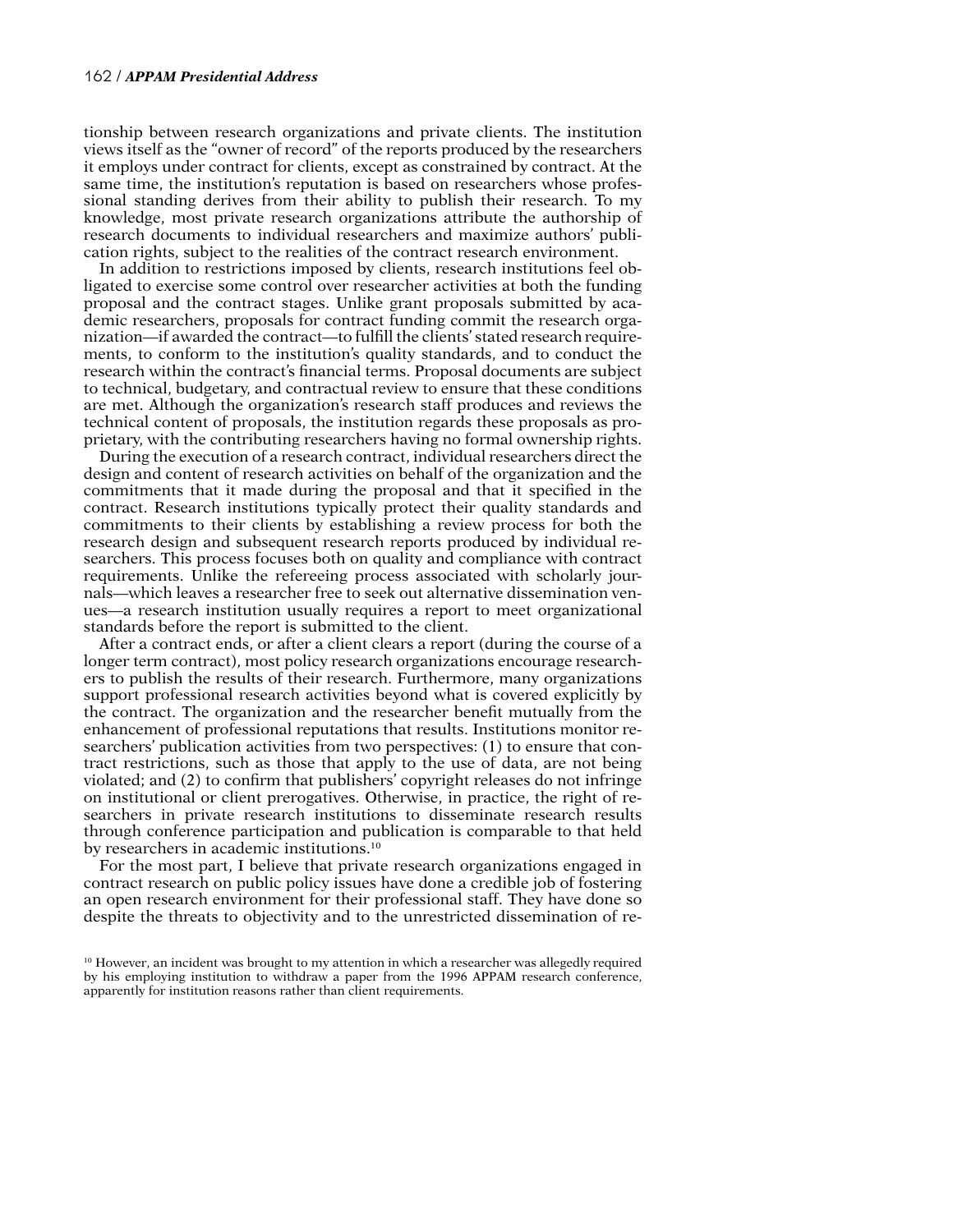tionship between research organizations and private clients. The institution views itself as the "owner of record" of the reports produced by the researchers it employs under contract for clients, except as constrained by contract. At the same time, the institution's reputation is based on researchers whose professional standing derives from their ability to publish their research. To my knowledge, most private research organizations attribute the authorship of research documents to individual researchers and maximize authors' publication rights, subject to the realities of the contract research environment.

In addition to restrictions imposed by clients, research institutions feel obligated to exercise some control over researcher activities at both the funding proposal and the contract stages. Unlike grant proposals submitted by academic researchers, proposals for contract funding commit the research organization—if awarded the contract—to fulfill the clients' stated research requirements, to conform to the institution's quality standards, and to conduct the research within the contract's financial terms. Proposal documents are subject to technical, budgetary, and contractual review to ensure that these conditions are met. Although the organization's research staff produces and reviews the technical content of proposals, the institution regards these proposals as proprietary, with the contributing researchers having no formal ownership rights.

During the execution of a research contract, individual researchers direct the design and content of research activities on behalf of the organization and the commitments that it made during the proposal and that it specified in the contract. Research institutions typically protect their quality standards and commitments to their clients by establishing a review process for both the research design and subsequent research reports produced by individual researchers. This process focuses both on quality and compliance with contract requirements. Unlike the refereeing process associated with scholarly journals—which leaves a researcher free to seek out alternative dissemination venues—a research institution usually requires a report to meet organizational standards before the report is submitted to the client.

After a contract ends, or after a client clears a report (during the course of a longer term contract), most policy research organizations encourage researchers to publish the results of their research. Furthermore, many organizations support professional research activities beyond what is covered explicitly by the contract. The organization and the researcher benefit mutually from the enhancement of professional reputations that results. Institutions monitor researchers' publication activities from two perspectives: (1) to ensure that contract restrictions, such as those that apply to the use of data, are not being violated; and (2) to confirm that publishers' copyright releases do not infringe on institutional or client prerogatives. Otherwise, in practice, the right of researchers in private research institutions to disseminate research results through conference participation and publication is comparable to that held by researchers in academic institutions.[10]

For the most part, I believe that private research organizations engaged in contract research on public policy issues have done a credible job of fostering an open research environment for their professional staff. They have done so despite the threats to objectivity and to the unrestricted dissemination of re-

[10] However, an incident was brought to my attention in which a researcher was allegedly required by his employing institution to withdraw a paper from the 1996 APPAM research conference, apparently for institution reasons rather than client requirements.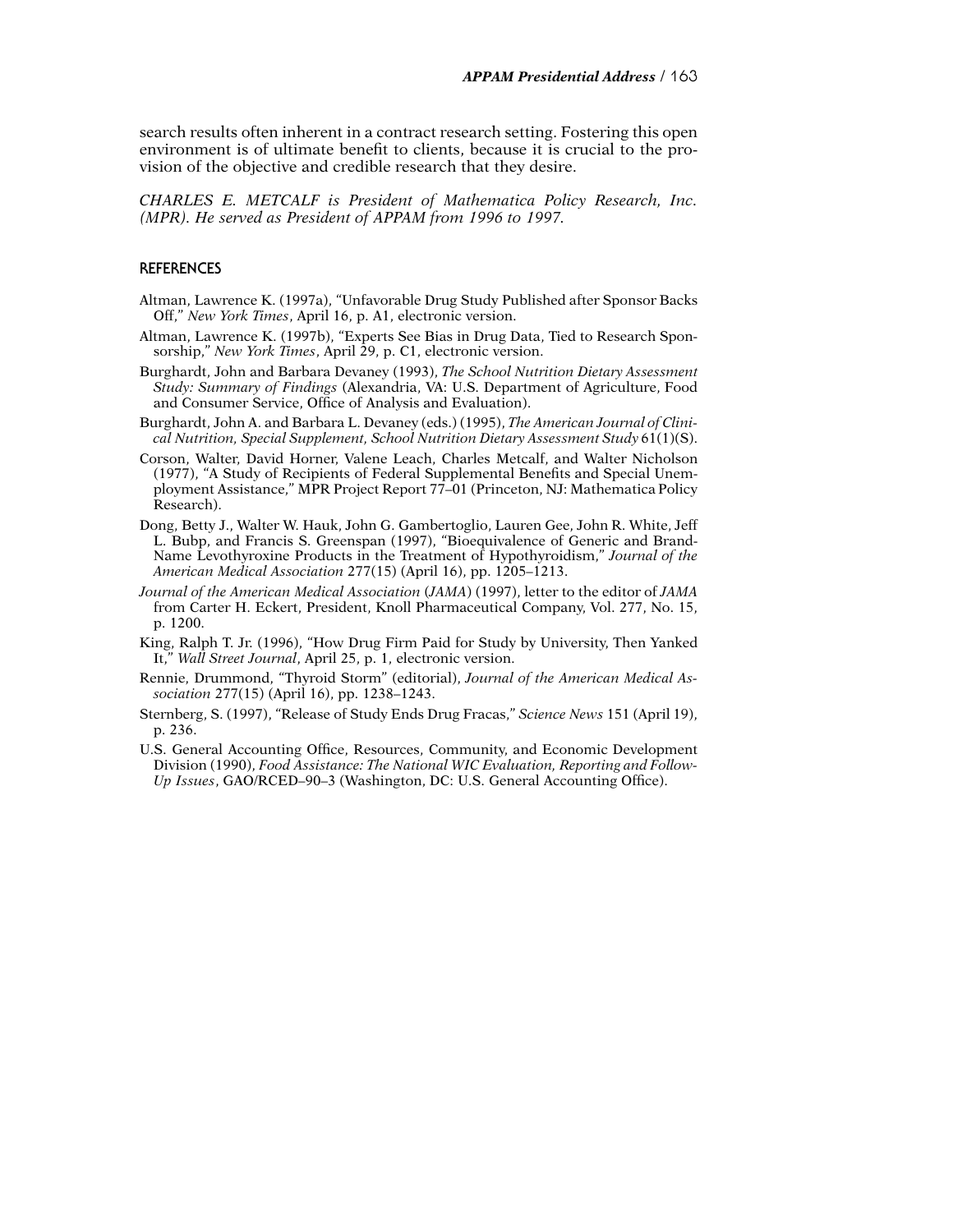search results often inherent in a contract research setting. Fostering this open environment is of ultimate benefit to clients, because it is crucial to the provision of the objective and credible research that they desire.

*CHARLES E. METCALF is President of Mathematica Policy Research, Inc. (MPR). He served as President of APPAM from 1996 to 1997.*

## REFERENCES

Altman, Lawrence K. (1997a), "Unfavorable Drug Study Published after Sponsor Backs Off," *New York Times*, April 16, p. A1, electronic version.

Altman, Lawrence K. (1997b), "Experts See Bias in Drug Data, Tied to Research Sponsorship," *New York Times*, April 29, p. C1, electronic version.

Burghardt, John and Barbara Devaney (1993), *The School Nutrition Dietary Assessment Study: Summary of Findings* (Alexandria, VA: U.S. Department of Agriculture, Food and Consumer Service, Office of Analysis and Evaluation).

Burghardt, John A. and Barbara L. Devaney (eds.) (1995), *The American Journal of Clinical Nutrition, Special Supplement, School Nutrition Dietary Assessment Study* 61(1)(S).

Corson, Walter, David Horner, Valene Leach, Charles Metcalf, and Walter Nicholson (1977), "A Study of Recipients of Federal Supplemental Benefits and Special Unemployment Assistance," MPR Project Report 77–01 (Princeton, NJ: Mathematica Policy Research).

Dong, Betty J., Walter W. Hauk, John G. Gambertoglio, Lauren Gee, John R. White, Jeff L. Bubp, and Francis S. Greenspan (1997), "Bioequivalence of Generic and Brand-Name Levothyroxine Products in the Treatment of Hypothyroidism," *Journal of the American Medical Association* 277(15) (April 16), pp. 1205–1213.

*Journal of the American Medical Association* (*JAMA*) (1997), letter to the editor of *JAMA* from Carter H. Eckert, President, Knoll Pharmaceutical Company, Vol. 277, No. 15, p. 1200.

King, Ralph T. Jr. (1996), "How Drug Firm Paid for Study by University, Then Yanked It," *Wall Street Journal*, April 25, p. 1, electronic version.

Rennie, Drummond, "Thyroid Storm" (editorial), *Journal of the American Medical Association* 277(15) (April 16), pp. 1238–1243.

Sternberg, S. (1997), "Release of Study Ends Drug Fracas," *Science News* 151 (April 19), p. 236.

U.S. General Accounting Office, Resources, Community, and Economic Development Division (1990), *Food Assistance: The National WIC Evaluation, Reporting and Follow-Up Issues*, GAO/RCED–90–3 (Washington, DC: U.S. General Accounting Office).